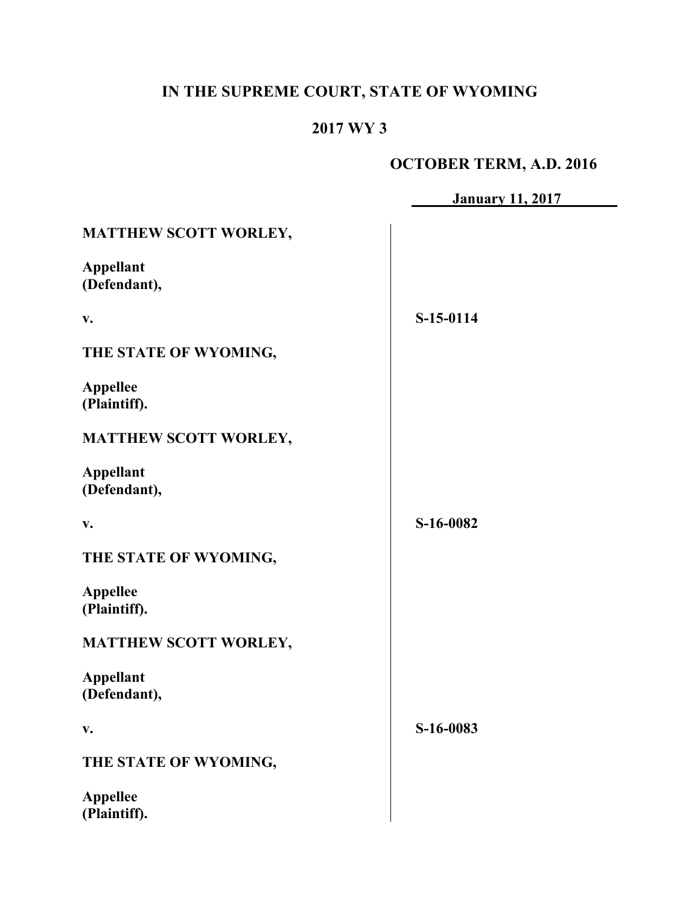**IN THE SUPREME COURT, STATE OF WYOMING**

**2017 WY 3**

**OCTOBER TERM, A.D. 2016**

**January 11, 2017**

| | |
|---|---|
| **MATTHEW SCOTT WORLEY,**<br><br>**Appellant (Defendant),**<br><br>**v.**<br><br>**THE STATE OF WYOMING,**<br><br>**Appellee (Plaintiff).** | **S-15-0114** |
| **MATTHEW SCOTT WORLEY,**<br><br>**Appellant (Defendant),**<br><br>**v.**<br><br>**THE STATE OF WYOMING,**<br><br>**Appellee (Plaintiff).** | **S-16-0082** |
| **MATTHEW SCOTT WORLEY,**<br><br>**Appellant (Defendant),**<br><br>**v.**<br><br>**THE STATE OF WYOMING,**<br><br>**Appellee (Plaintiff).** | **S-16-0083** |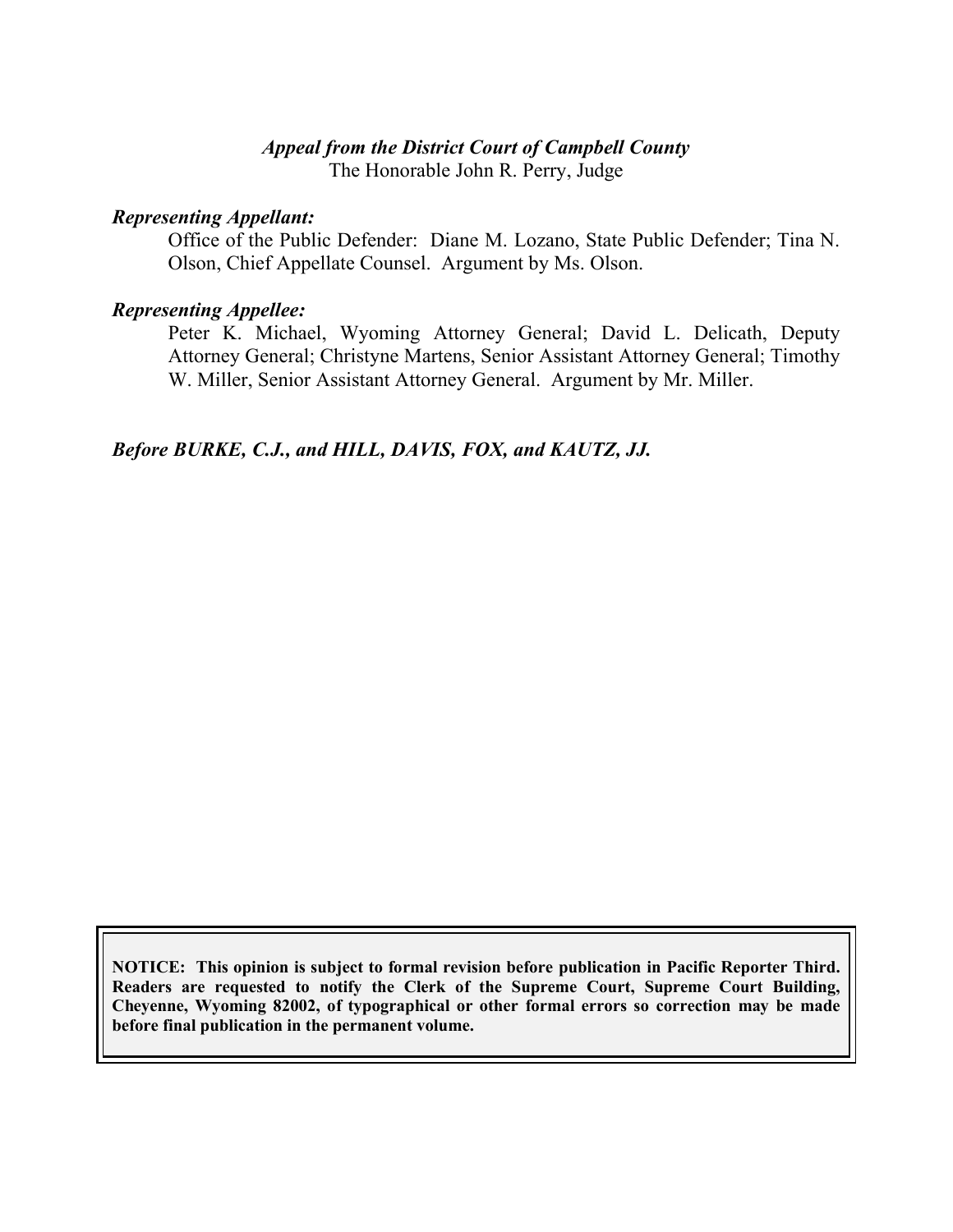*Appeal from the District Court of Campbell County*
The Honorable John R. Perry, Judge

***Representing Appellant:***

Office of the Public Defender: Diane M. Lozano, State Public Defender; Tina N. Olson, Chief Appellate Counsel. Argument by Ms. Olson.

***Representing Appellee:***

Peter K. Michael, Wyoming Attorney General; David L. Delicath, Deputy Attorney General; Christyne Martens, Senior Assistant Attorney General; Timothy W. Miller, Senior Assistant Attorney General. Argument by Mr. Miller.

***Before BURKE, C.J., and HILL, DAVIS, FOX, and KAUTZ, JJ.***

**NOTICE: This opinion is subject to formal revision before publication in Pacific Reporter Third. Readers are requested to notify the Clerk of the Supreme Court, Supreme Court Building, Cheyenne, Wyoming 82002, of typographical or other formal errors so correction may be made before final publication in the permanent volume.**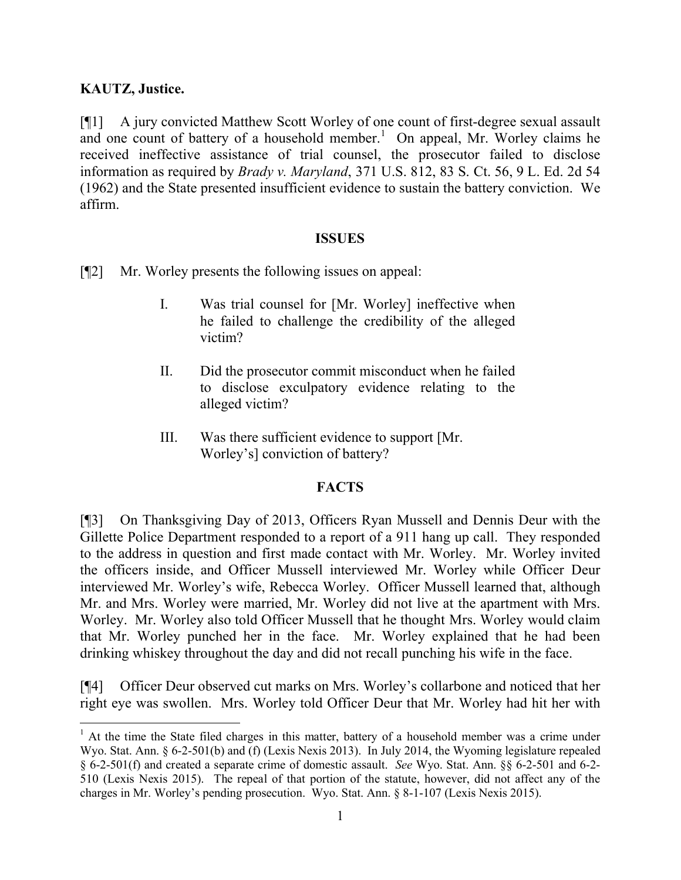**KAUTZ, Justice.**

[¶1] A jury convicted Matthew Scott Worley of one count of first-degree sexual assault and one count of battery of a household member.[1] On appeal, Mr. Worley claims he received ineffective assistance of trial counsel, the prosecutor failed to disclose information as required by *Brady v. Maryland*, 371 U.S. 812, 83 S. Ct. 56, 9 L. Ed. 2d 54 (1962) and the State presented insufficient evidence to sustain the battery conviction. We affirm.

## ISSUES

[¶2] Mr. Worley presents the following issues on appeal:

> I. Was trial counsel for [Mr. Worley] ineffective when he failed to challenge the credibility of the alleged victim?
>
> II. Did the prosecutor commit misconduct when he failed to disclose exculpatory evidence relating to the alleged victim?
>
> III. Was there sufficient evidence to support [Mr. Worley's] conviction of battery?

## FACTS

[¶3] On Thanksgiving Day of 2013, Officers Ryan Mussell and Dennis Deur with the Gillette Police Department responded to a report of a 911 hang up call. They responded to the address in question and first made contact with Mr. Worley. Mr. Worley invited the officers inside, and Officer Mussell interviewed Mr. Worley while Officer Deur interviewed Mr. Worley's wife, Rebecca Worley. Officer Mussell learned that, although Mr. and Mrs. Worley were married, Mr. Worley did not live at the apartment with Mrs. Worley. Mr. Worley also told Officer Mussell that he thought Mrs. Worley would claim that Mr. Worley punched her in the face. Mr. Worley explained that he had been drinking whiskey throughout the day and did not recall punching his wife in the face.

[¶4] Officer Deur observed cut marks on Mrs. Worley's collarbone and noticed that her right eye was swollen. Mrs. Worley told Officer Deur that Mr. Worley had hit her with

---

[1] At the time the State filed charges in this matter, battery of a household member was a crime under Wyo. Stat. Ann. § 6-2-501(b) and (f) (Lexis Nexis 2013). In July 2014, the Wyoming legislature repealed § 6-2-501(f) and created a separate crime of domestic assault. *See* Wyo. Stat. Ann. §§ 6-2-501 and 6-2-510 (Lexis Nexis 2015). The repeal of that portion of the statute, however, did not affect any of the charges in Mr. Worley's pending prosecution. Wyo. Stat. Ann. § 8-1-107 (Lexis Nexis 2015).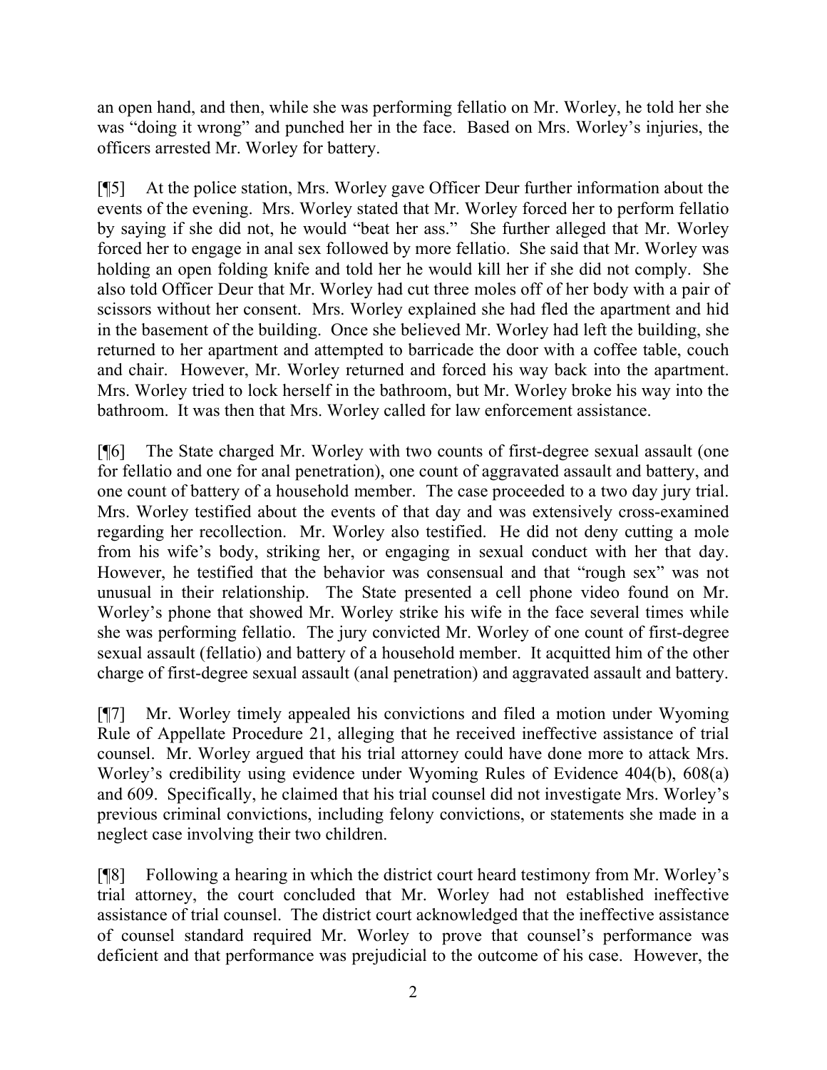an open hand, and then, while she was performing fellatio on Mr. Worley, he told her she was "doing it wrong" and punched her in the face. Based on Mrs. Worley's injuries, the officers arrested Mr. Worley for battery.

[¶5] At the police station, Mrs. Worley gave Officer Deur further information about the events of the evening. Mrs. Worley stated that Mr. Worley forced her to perform fellatio by saying if she did not, he would "beat her ass." She further alleged that Mr. Worley forced her to engage in anal sex followed by more fellatio. She said that Mr. Worley was holding an open folding knife and told her he would kill her if she did not comply. She also told Officer Deur that Mr. Worley had cut three moles off of her body with a pair of scissors without her consent. Mrs. Worley explained she had fled the apartment and hid in the basement of the building. Once she believed Mr. Worley had left the building, she returned to her apartment and attempted to barricade the door with a coffee table, couch and chair. However, Mr. Worley returned and forced his way back into the apartment. Mrs. Worley tried to lock herself in the bathroom, but Mr. Worley broke his way into the bathroom. It was then that Mrs. Worley called for law enforcement assistance.

[¶6] The State charged Mr. Worley with two counts of first-degree sexual assault (one for fellatio and one for anal penetration), one count of aggravated assault and battery, and one count of battery of a household member. The case proceeded to a two day jury trial. Mrs. Worley testified about the events of that day and was extensively cross-examined regarding her recollection. Mr. Worley also testified. He did not deny cutting a mole from his wife's body, striking her, or engaging in sexual conduct with her that day. However, he testified that the behavior was consensual and that "rough sex" was not unusual in their relationship. The State presented a cell phone video found on Mr. Worley's phone that showed Mr. Worley strike his wife in the face several times while she was performing fellatio. The jury convicted Mr. Worley of one count of first-degree sexual assault (fellatio) and battery of a household member. It acquitted him of the other charge of first-degree sexual assault (anal penetration) and aggravated assault and battery.

[¶7] Mr. Worley timely appealed his convictions and filed a motion under Wyoming Rule of Appellate Procedure 21, alleging that he received ineffective assistance of trial counsel. Mr. Worley argued that his trial attorney could have done more to attack Mrs. Worley's credibility using evidence under Wyoming Rules of Evidence 404(b), 608(a) and 609. Specifically, he claimed that his trial counsel did not investigate Mrs. Worley's previous criminal convictions, including felony convictions, or statements she made in a neglect case involving their two children.

[¶8] Following a hearing in which the district court heard testimony from Mr. Worley's trial attorney, the court concluded that Mr. Worley had not established ineffective assistance of trial counsel. The district court acknowledged that the ineffective assistance of counsel standard required Mr. Worley to prove that counsel's performance was deficient and that performance was prejudicial to the outcome of his case. However, the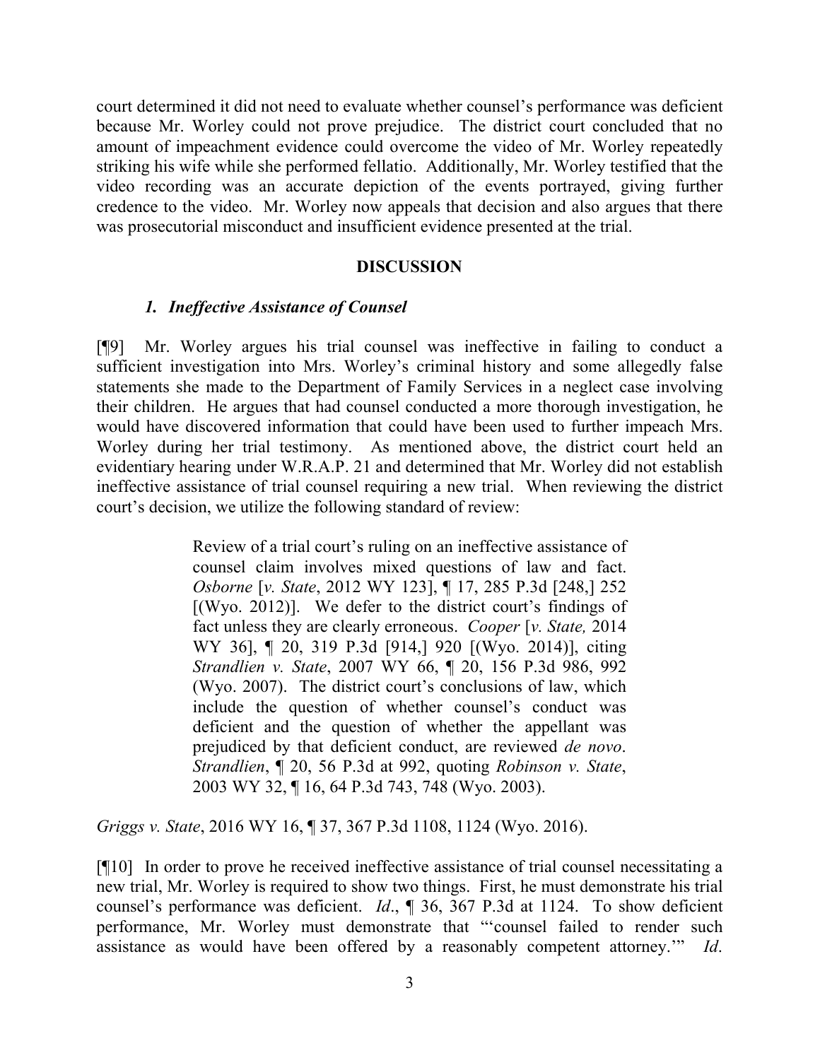court determined it did not need to evaluate whether counsel's performance was deficient because Mr. Worley could not prove prejudice. The district court concluded that no amount of impeachment evidence could overcome the video of Mr. Worley repeatedly striking his wife while she performed fellatio. Additionally, Mr. Worley testified that the video recording was an accurate depiction of the events portrayed, giving further credence to the video. Mr. Worley now appeals that decision and also argues that there was prosecutorial misconduct and insufficient evidence presented at the trial.

## DISCUSSION

### *1. Ineffective Assistance of Counsel*

[¶9] Mr. Worley argues his trial counsel was ineffective in failing to conduct a sufficient investigation into Mrs. Worley's criminal history and some allegedly false statements she made to the Department of Family Services in a neglect case involving their children. He argues that had counsel conducted a more thorough investigation, he would have discovered information that could have been used to further impeach Mrs. Worley during her trial testimony. As mentioned above, the district court held an evidentiary hearing under W.R.A.P. 21 and determined that Mr. Worley did not establish ineffective assistance of trial counsel requiring a new trial. When reviewing the district court's decision, we utilize the following standard of review:

> Review of a trial court's ruling on an ineffective assistance of counsel claim involves mixed questions of law and fact. *Osborne* [*v. State*, 2012 WY 123], ¶ 17, 285 P.3d [248,] 252 [(Wyo. 2012)]. We defer to the district court's findings of fact unless they are clearly erroneous. *Cooper* [*v. State,* 2014 WY 36], ¶ 20, 319 P.3d [914,] 920 [(Wyo. 2014)], citing *Strandlien v. State*, 2007 WY 66, ¶ 20, 156 P.3d 986, 992 (Wyo. 2007). The district court's conclusions of law, which include the question of whether counsel's conduct was deficient and the question of whether the appellant was prejudiced by that deficient conduct, are reviewed *de novo*. *Strandlien*, ¶ 20, 56 P.3d at 992, quoting *Robinson v. State*, 2003 WY 32, ¶ 16, 64 P.3d 743, 748 (Wyo. 2003).

*Griggs v. State*, 2016 WY 16, ¶ 37, 367 P.3d 1108, 1124 (Wyo. 2016).

[¶10] In order to prove he received ineffective assistance of trial counsel necessitating a new trial, Mr. Worley is required to show two things. First, he must demonstrate his trial counsel's performance was deficient. *Id*., ¶ 36, 367 P.3d at 1124. To show deficient performance, Mr. Worley must demonstrate that "'counsel failed to render such assistance as would have been offered by a reasonably competent attorney.'" *Id*.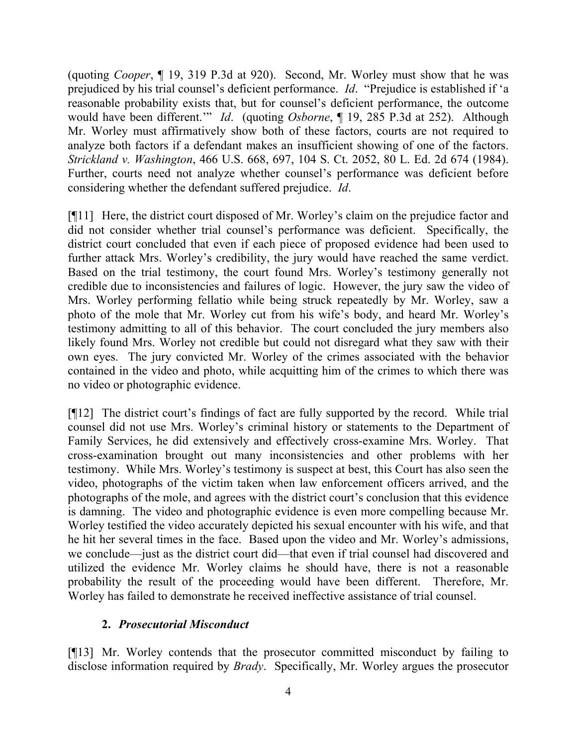(quoting *Cooper*, ¶ 19, 319 P.3d at 920). Second, Mr. Worley must show that he was prejudiced by his trial counsel's deficient performance. *Id*. "Prejudice is established if 'a reasonable probability exists that, but for counsel's deficient performance, the outcome would have been different.'" *Id*. (quoting *Osborne*, ¶ 19, 285 P.3d at 252). Although Mr. Worley must affirmatively show both of these factors, courts are not required to analyze both factors if a defendant makes an insufficient showing of one of the factors. *Strickland v. Washington*, 466 U.S. 668, 697, 104 S. Ct. 2052, 80 L. Ed. 2d 674 (1984). Further, courts need not analyze whether counsel's performance was deficient before considering whether the defendant suffered prejudice. *Id*.

[¶11] Here, the district court disposed of Mr. Worley's claim on the prejudice factor and did not consider whether trial counsel's performance was deficient. Specifically, the district court concluded that even if each piece of proposed evidence had been used to further attack Mrs. Worley's credibility, the jury would have reached the same verdict. Based on the trial testimony, the court found Mrs. Worley's testimony generally not credible due to inconsistencies and failures of logic. However, the jury saw the video of Mrs. Worley performing fellatio while being struck repeatedly by Mr. Worley, saw a photo of the mole that Mr. Worley cut from his wife's body, and heard Mr. Worley's testimony admitting to all of this behavior. The court concluded the jury members also likely found Mrs. Worley not credible but could not disregard what they saw with their own eyes. The jury convicted Mr. Worley of the crimes associated with the behavior contained in the video and photo, while acquitting him of the crimes to which there was no video or photographic evidence.

[¶12] The district court's findings of fact are fully supported by the record. While trial counsel did not use Mrs. Worley's criminal history or statements to the Department of Family Services, he did extensively and effectively cross-examine Mrs. Worley. That cross-examination brought out many inconsistencies and other problems with her testimony. While Mrs. Worley's testimony is suspect at best, this Court has also seen the video, photographs of the victim taken when law enforcement officers arrived, and the photographs of the mole, and agrees with the district court's conclusion that this evidence is damning. The video and photographic evidence is even more compelling because Mr. Worley testified the video accurately depicted his sexual encounter with his wife, and that he hit her several times in the face. Based upon the video and Mr. Worley's admissions, we conclude—just as the district court did—that even if trial counsel had discovered and utilized the evidence Mr. Worley claims he should have, there is not a reasonable probability the result of the proceeding would have been different. Therefore, Mr. Worley has failed to demonstrate he received ineffective assistance of trial counsel.

### 2. *Prosecutorial Misconduct*

[¶13] Mr. Worley contends that the prosecutor committed misconduct by failing to disclose information required by *Brady*. Specifically, Mr. Worley argues the prosecutor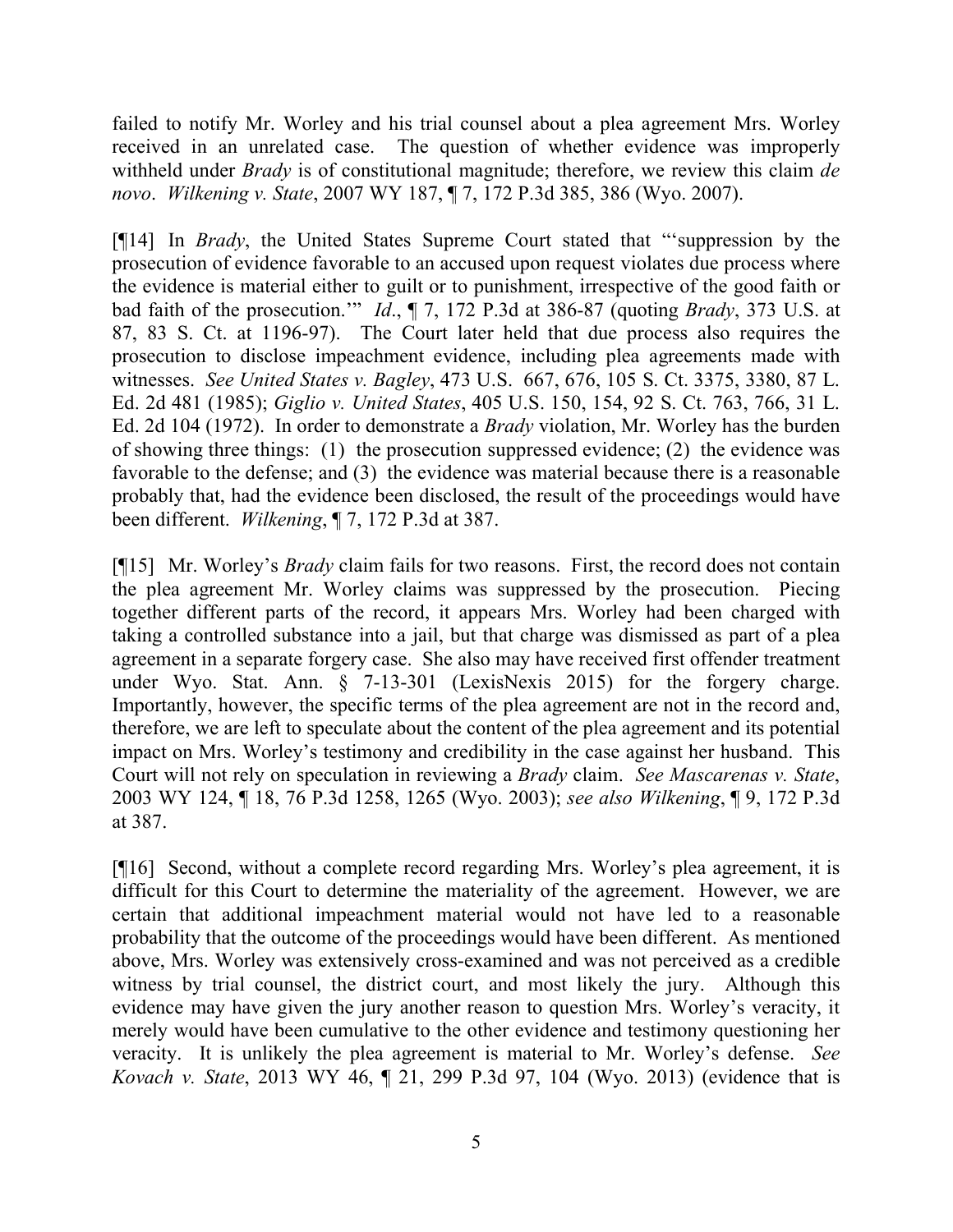failed to notify Mr. Worley and his trial counsel about a plea agreement Mrs. Worley received in an unrelated case. The question of whether evidence was improperly withheld under *Brady* is of constitutional magnitude; therefore, we review this claim *de novo*. *Wilkening v. State*, 2007 WY 187, ¶ 7, 172 P.3d 385, 386 (Wyo. 2007).

[¶14] In *Brady*, the United States Supreme Court stated that "'suppression by the prosecution of evidence favorable to an accused upon request violates due process where the evidence is material either to guilt or to punishment, irrespective of the good faith or bad faith of the prosecution.'" *Id*., ¶ 7, 172 P.3d at 386-87 (quoting *Brady*, 373 U.S. at 87, 83 S. Ct. at 1196-97). The Court later held that due process also requires the prosecution to disclose impeachment evidence, including plea agreements made with witnesses. *See United States v. Bagley*, 473 U.S. 667, 676, 105 S. Ct. 3375, 3380, 87 L. Ed. 2d 481 (1985); *Giglio v. United States*, 405 U.S. 150, 154, 92 S. Ct. 763, 766, 31 L. Ed. 2d 104 (1972). In order to demonstrate a *Brady* violation, Mr. Worley has the burden of showing three things: (1) the prosecution suppressed evidence; (2) the evidence was favorable to the defense; and (3) the evidence was material because there is a reasonable probably that, had the evidence been disclosed, the result of the proceedings would have been different. *Wilkening*, ¶ 7, 172 P.3d at 387.

[¶15] Mr. Worley's *Brady* claim fails for two reasons. First, the record does not contain the plea agreement Mr. Worley claims was suppressed by the prosecution. Piecing together different parts of the record, it appears Mrs. Worley had been charged with taking a controlled substance into a jail, but that charge was dismissed as part of a plea agreement in a separate forgery case. She also may have received first offender treatment under Wyo. Stat. Ann. § 7-13-301 (LexisNexis 2015) for the forgery charge. Importantly, however, the specific terms of the plea agreement are not in the record and, therefore, we are left to speculate about the content of the plea agreement and its potential impact on Mrs. Worley's testimony and credibility in the case against her husband. This Court will not rely on speculation in reviewing a *Brady* claim. *See Mascarenas v. State*, 2003 WY 124, ¶ 18, 76 P.3d 1258, 1265 (Wyo. 2003); *see also Wilkening*, ¶ 9, 172 P.3d at 387.

[¶16] Second, without a complete record regarding Mrs. Worley's plea agreement, it is difficult for this Court to determine the materiality of the agreement. However, we are certain that additional impeachment material would not have led to a reasonable probability that the outcome of the proceedings would have been different. As mentioned above, Mrs. Worley was extensively cross-examined and was not perceived as a credible witness by trial counsel, the district court, and most likely the jury. Although this evidence may have given the jury another reason to question Mrs. Worley's veracity, it merely would have been cumulative to the other evidence and testimony questioning her veracity. It is unlikely the plea agreement is material to Mr. Worley's defense. *See Kovach v. State*, 2013 WY 46, ¶ 21, 299 P.3d 97, 104 (Wyo. 2013) (evidence that is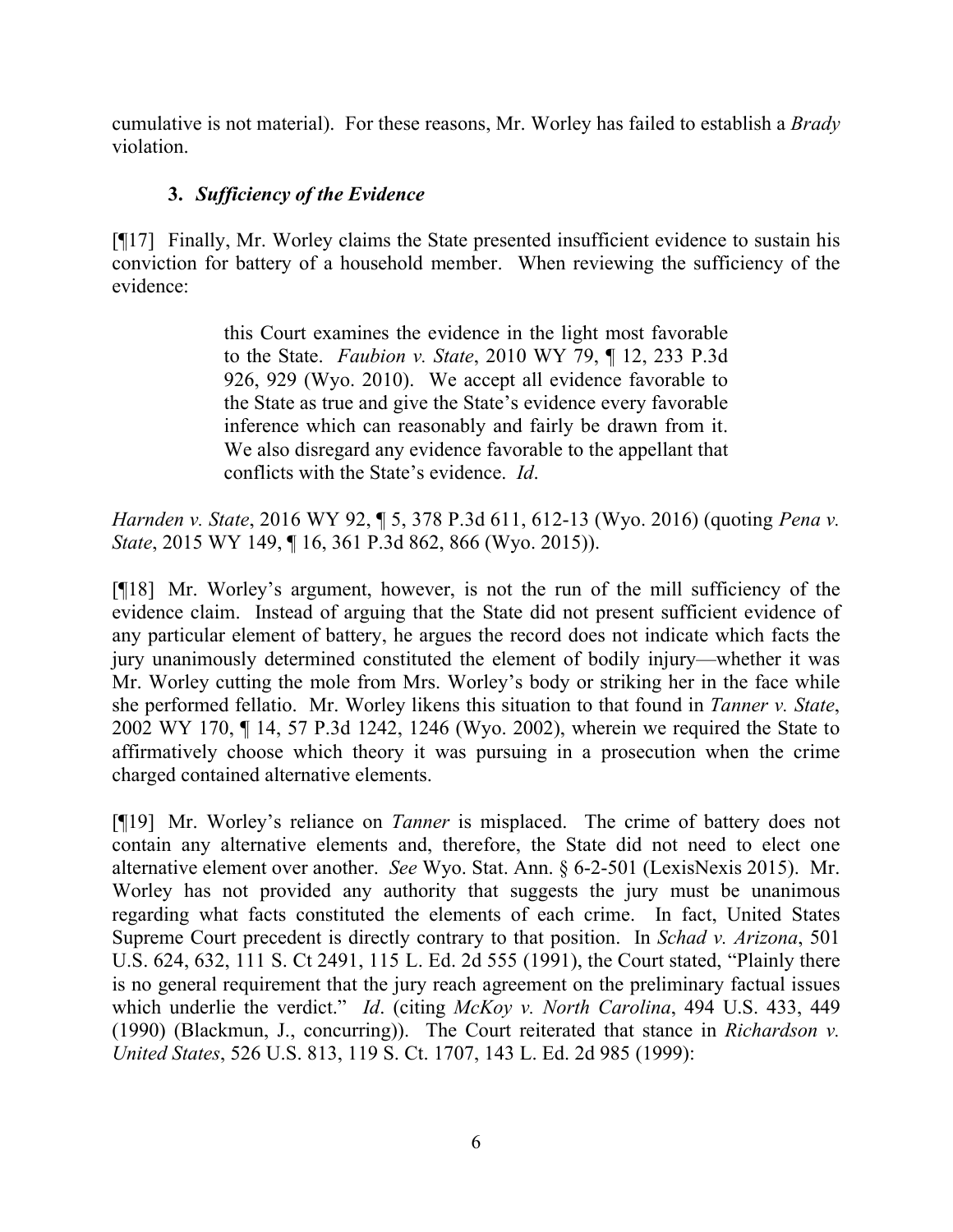cumulative is not material). For these reasons, Mr. Worley has failed to establish a *Brady* violation.

### 3. *Sufficiency of the Evidence*

[¶17] Finally, Mr. Worley claims the State presented insufficient evidence to sustain his conviction for battery of a household member. When reviewing the sufficiency of the evidence:

> this Court examines the evidence in the light most favorable to the State. *Faubion v. State*, 2010 WY 79, ¶ 12, 233 P.3d 926, 929 (Wyo. 2010). We accept all evidence favorable to the State as true and give the State's evidence every favorable inference which can reasonably and fairly be drawn from it. We also disregard any evidence favorable to the appellant that conflicts with the State's evidence. *Id*.

*Harnden v. State*, 2016 WY 92, ¶ 5, 378 P.3d 611, 612-13 (Wyo. 2016) (quoting *Pena v. State*, 2015 WY 149, ¶ 16, 361 P.3d 862, 866 (Wyo. 2015)).

[¶18] Mr. Worley's argument, however, is not the run of the mill sufficiency of the evidence claim. Instead of arguing that the State did not present sufficient evidence of any particular element of battery, he argues the record does not indicate which facts the jury unanimously determined constituted the element of bodily injury—whether it was Mr. Worley cutting the mole from Mrs. Worley's body or striking her in the face while she performed fellatio. Mr. Worley likens this situation to that found in *Tanner v. State*, 2002 WY 170, ¶ 14, 57 P.3d 1242, 1246 (Wyo. 2002), wherein we required the State to affirmatively choose which theory it was pursuing in a prosecution when the crime charged contained alternative elements.

[¶19] Mr. Worley's reliance on *Tanner* is misplaced. The crime of battery does not contain any alternative elements and, therefore, the State did not need to elect one alternative element over another. *See* Wyo. Stat. Ann. § 6-2-501 (LexisNexis 2015). Mr. Worley has not provided any authority that suggests the jury must be unanimous regarding what facts constituted the elements of each crime. In fact, United States Supreme Court precedent is directly contrary to that position. In *Schad v. Arizona*, 501 U.S. 624, 632, 111 S. Ct 2491, 115 L. Ed. 2d 555 (1991), the Court stated, "Plainly there is no general requirement that the jury reach agreement on the preliminary factual issues which underlie the verdict." *Id*. (citing *McKoy v. North Carolina*, 494 U.S. 433, 449 (1990) (Blackmun, J., concurring)). The Court reiterated that stance in *Richardson v. United States*, 526 U.S. 813, 119 S. Ct. 1707, 143 L. Ed. 2d 985 (1999):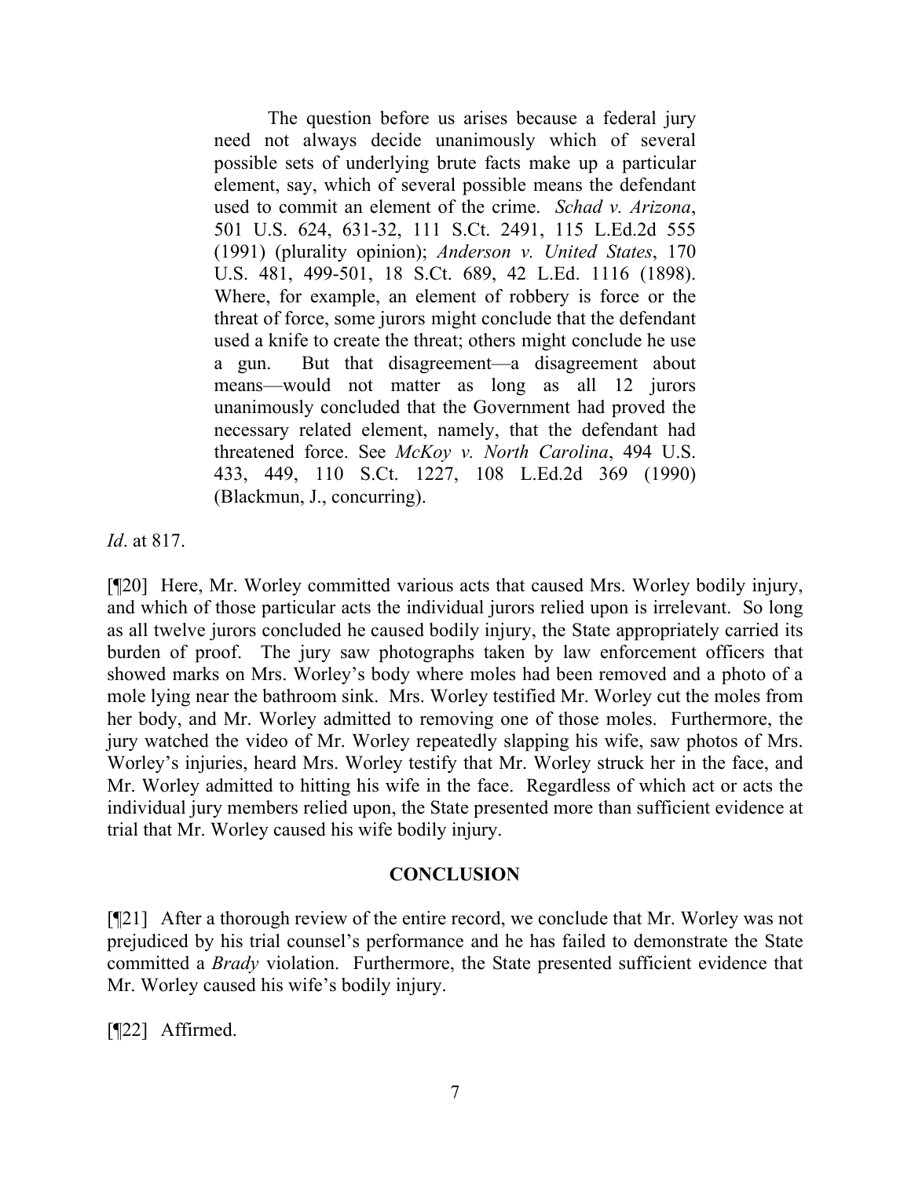> The question before us arises because a federal jury need not always decide unanimously which of several possible sets of underlying brute facts make up a particular element, say, which of several possible means the defendant used to commit an element of the crime. *Schad v. Arizona*, 501 U.S. 624, 631-32, 111 S.Ct. 2491, 115 L.Ed.2d 555 (1991) (plurality opinion); *Anderson v. United States*, 170 U.S. 481, 499-501, 18 S.Ct. 689, 42 L.Ed. 1116 (1898). Where, for example, an element of robbery is force or the threat of force, some jurors might conclude that the defendant used a knife to create the threat; others might conclude he use a gun. But that disagreement—a disagreement about means—would not matter as long as all 12 jurors unanimously concluded that the Government had proved the necessary related element, namely, that the defendant had threatened force. See *McKoy v. North Carolina*, 494 U.S. 433, 449, 110 S.Ct. 1227, 108 L.Ed.2d 369 (1990) (Blackmun, J., concurring).

*Id*. at 817.

[¶20] Here, Mr. Worley committed various acts that caused Mrs. Worley bodily injury, and which of those particular acts the individual jurors relied upon is irrelevant. So long as all twelve jurors concluded he caused bodily injury, the State appropriately carried its burden of proof. The jury saw photographs taken by law enforcement officers that showed marks on Mrs. Worley's body where moles had been removed and a photo of a mole lying near the bathroom sink. Mrs. Worley testified Mr. Worley cut the moles from her body, and Mr. Worley admitted to removing one of those moles. Furthermore, the jury watched the video of Mr. Worley repeatedly slapping his wife, saw photos of Mrs. Worley's injuries, heard Mrs. Worley testify that Mr. Worley struck her in the face, and Mr. Worley admitted to hitting his wife in the face. Regardless of which act or acts the individual jury members relied upon, the State presented more than sufficient evidence at trial that Mr. Worley caused his wife bodily injury.

## CONCLUSION

[¶21] After a thorough review of the entire record, we conclude that Mr. Worley was not prejudiced by his trial counsel's performance and he has failed to demonstrate the State committed a *Brady* violation. Furthermore, the State presented sufficient evidence that Mr. Worley caused his wife's bodily injury.

[¶22] Affirmed.